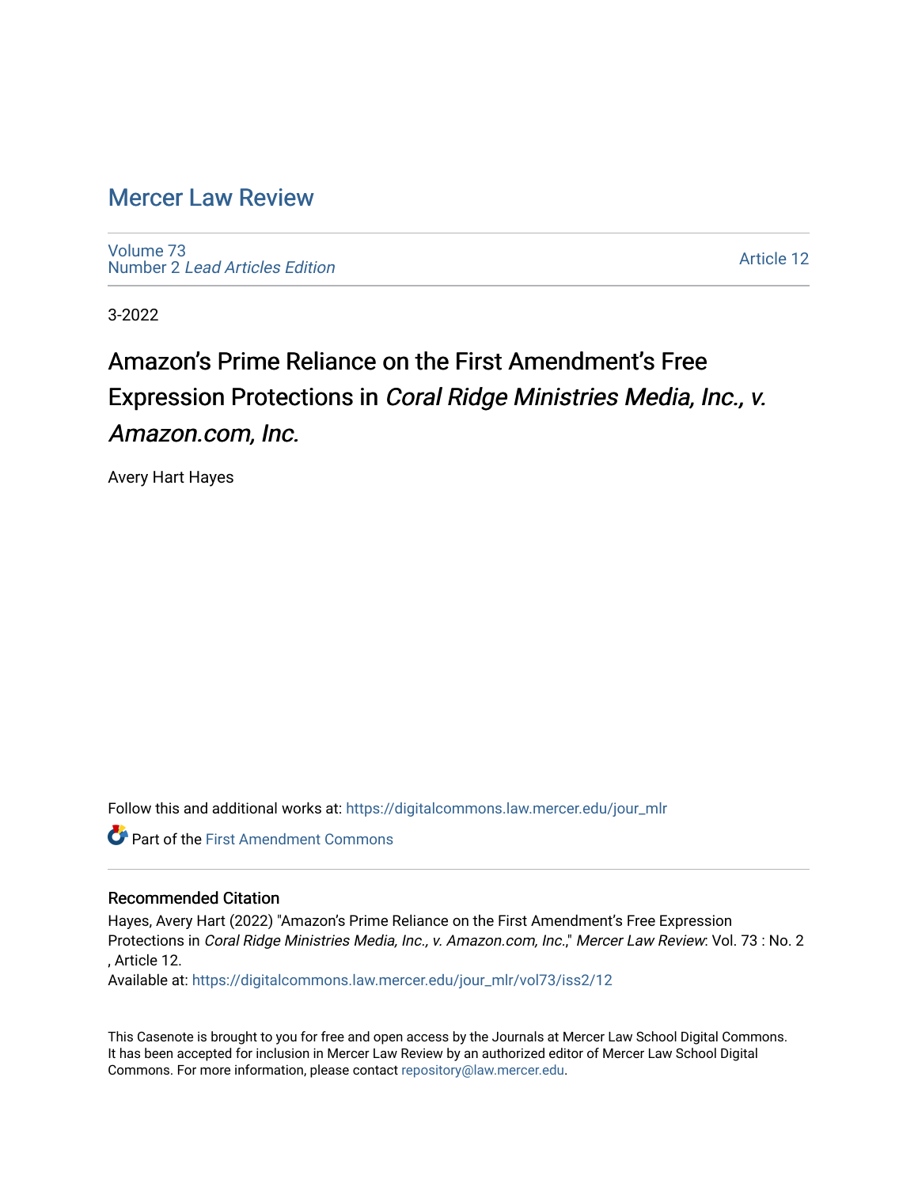# Mercer Law Review

Volume 73
Number 2 *Lead Articles Edition*

Article 12

3-2022

## Amazon's Prime Reliance on the First Amendment's Free Expression Protections in *Coral Ridge Ministries Media, Inc., v. Amazon.com, Inc.*

Avery Hart Hayes

Follow this and additional works at: https://digitalcommons.law.mercer.edu/jour_mlr

Part of the First Amendment Commons

### Recommended Citation

Hayes, Avery Hart (2022) "Amazon's Prime Reliance on the First Amendment's Free Expression Protections in *Coral Ridge Ministries Media, Inc., v. Amazon.com, Inc.*," *Mercer Law Review*: Vol. 73 : No. 2 , Article 12.
Available at: https://digitalcommons.law.mercer.edu/jour_mlr/vol73/iss2/12

This Casenote is brought to you for free and open access by the Journals at Mercer Law School Digital Commons. It has been accepted for inclusion in Mercer Law Review by an authorized editor of Mercer Law School Digital Commons. For more information, please contact repository@law.mercer.edu.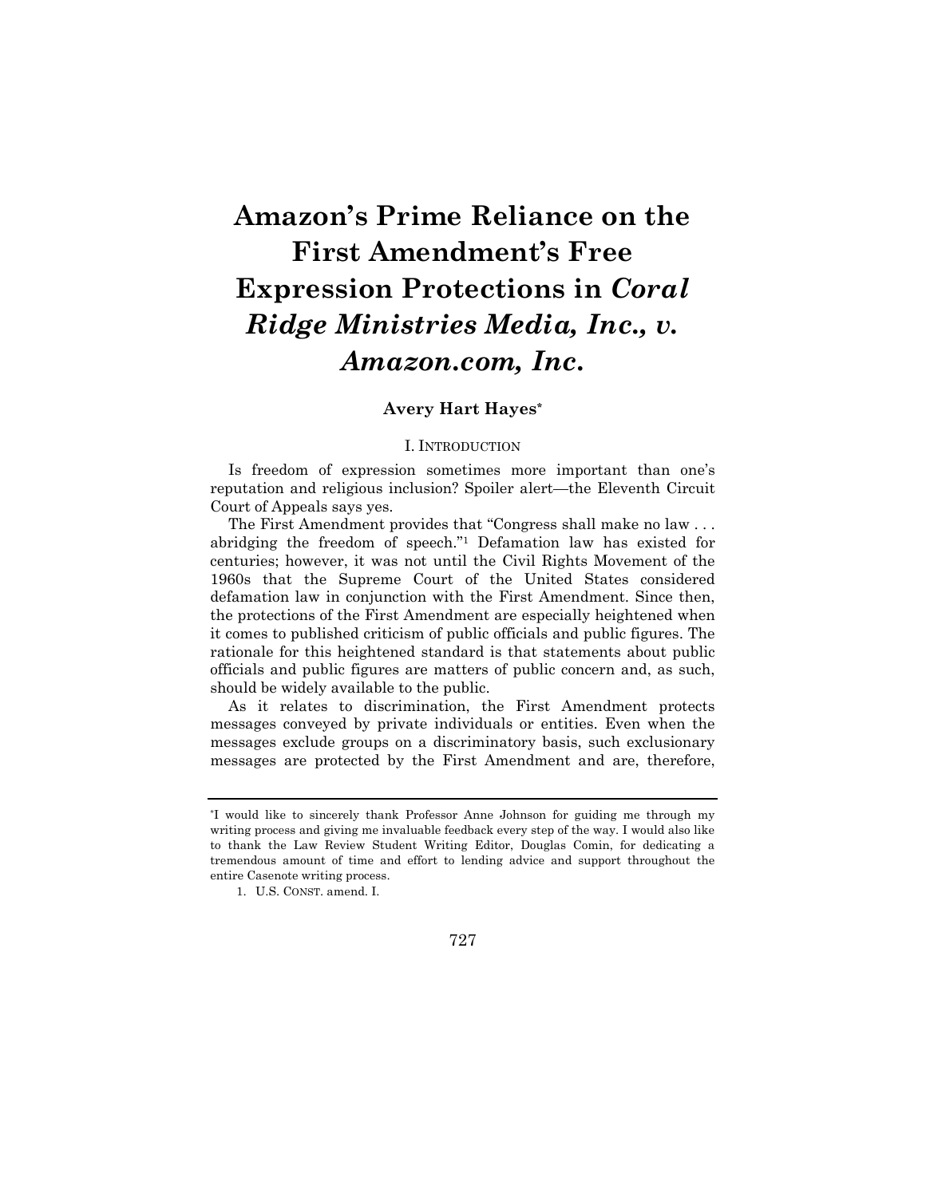# Amazon's Prime Reliance on the First Amendment's Free Expression Protections in *Coral Ridge Ministries Media, Inc., v. Amazon.com, Inc.*

**Avery Hart Hayes***

## I. INTRODUCTION

Is freedom of expression sometimes more important than one's reputation and religious inclusion? Spoiler alert—the Eleventh Circuit Court of Appeals says yes.

The First Amendment provides that "Congress shall make no law . . . abridging the freedom of speech."[1] Defamation law has existed for centuries; however, it was not until the Civil Rights Movement of the 1960s that the Supreme Court of the United States considered defamation law in conjunction with the First Amendment. Since then, the protections of the First Amendment are especially heightened when it comes to published criticism of public officials and public figures. The rationale for this heightened standard is that statements about public officials and public figures are matters of public concern and, as such, should be widely available to the public.

As it relates to discrimination, the First Amendment protects messages conveyed by private individuals or entities. Even when the messages exclude groups on a discriminatory basis, such exclusionary messages are protected by the First Amendment and are, therefore,

---

*I would like to sincerely thank Professor Anne Johnson for guiding me through my writing process and giving me invaluable feedback every step of the way. I would also like to thank the Law Review Student Writing Editor, Douglas Comin, for dedicating a tremendous amount of time and effort to lending advice and support throughout the entire Casenote writing process.

1. U.S. CONST. amend. I.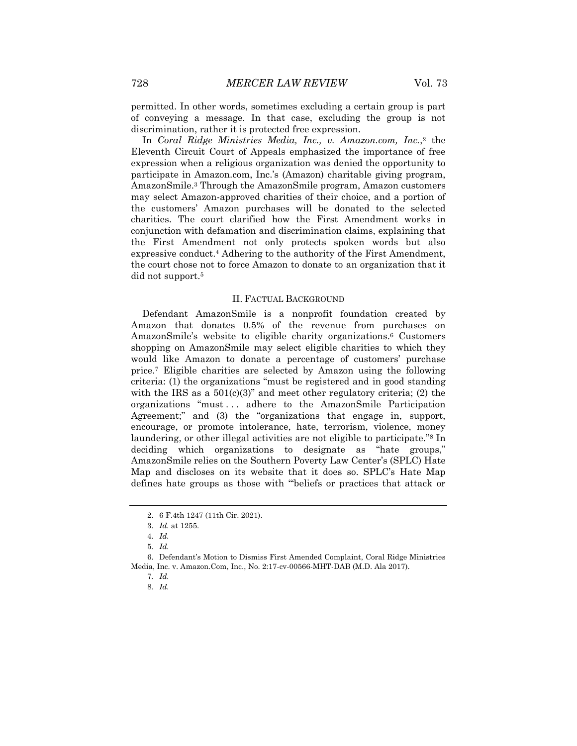permitted. In other words, sometimes excluding a certain group is part of conveying a message. In that case, excluding the group is not discrimination, rather it is protected free expression.

In *Coral Ridge Ministries Media, Inc., v. Amazon.com, Inc.*,[2] the Eleventh Circuit Court of Appeals emphasized the importance of free expression when a religious organization was denied the opportunity to participate in Amazon.com, Inc.'s (Amazon) charitable giving program, AmazonSmile.[3] Through the AmazonSmile program, Amazon customers may select Amazon-approved charities of their choice, and a portion of the customers' Amazon purchases will be donated to the selected charities. The court clarified how the First Amendment works in conjunction with defamation and discrimination claims, explaining that the First Amendment not only protects spoken words but also expressive conduct.[4] Adhering to the authority of the First Amendment, the court chose not to force Amazon to donate to an organization that it did not support.[5]

## II. Factual Background

Defendant AmazonSmile is a nonprofit foundation created by Amazon that donates 0.5% of the revenue from purchases on AmazonSmile's website to eligible charity organizations.[6] Customers shopping on AmazonSmile may select eligible charities to which they would like Amazon to donate a percentage of customers' purchase price.[7] Eligible charities are selected by Amazon using the following criteria: (1) the organizations "must be registered and in good standing with the IRS as a 501(c)(3)" and meet other regulatory criteria; (2) the organizations "must . . . adhere to the AmazonSmile Participation Agreement;" and (3) the "organizations that engage in, support, encourage, or promote intolerance, hate, terrorism, violence, money laundering, or other illegal activities are not eligible to participate."[8] In deciding which organizations to designate as "hate groups," AmazonSmile relies on the Southern Poverty Law Center's (SPLC) Hate Map and discloses on its website that it does so. SPLC's Hate Map defines hate groups as those with "'beliefs or practices that attack or

---

2. 6 F.4th 1247 (11th Cir. 2021).

3. *Id.* at 1255.

4. *Id.*

5. *Id.*

6. Defendant's Motion to Dismiss First Amended Complaint, Coral Ridge Ministries Media, Inc. v. Amazon.Com, Inc., No. 2:17-cv-00566-MHT-DAB (M.D. Ala 2017).

7. *Id.*

8. *Id.*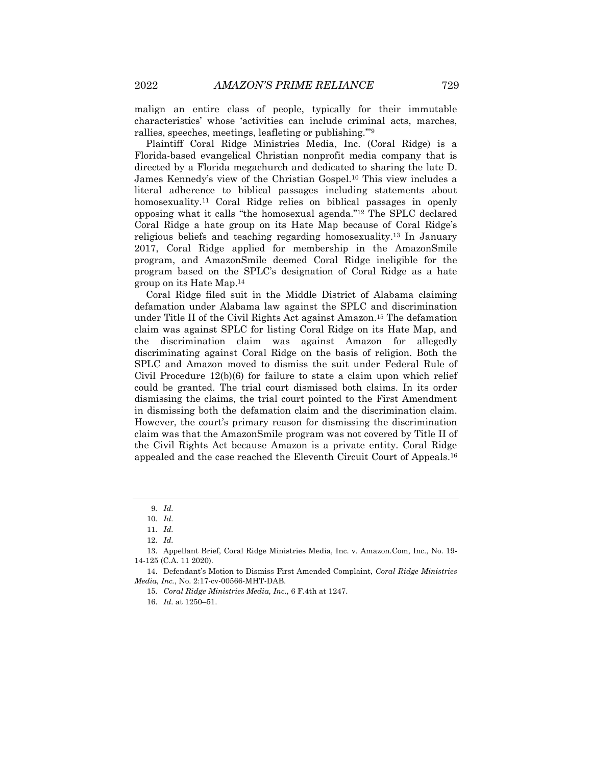malign an entire class of people, typically for their immutable characteristics' whose 'activities can include criminal acts, marches, rallies, speeches, meetings, leafleting or publishing.'"[9]

Plaintiff Coral Ridge Ministries Media, Inc. (Coral Ridge) is a Florida-based evangelical Christian nonprofit media company that is directed by a Florida megachurch and dedicated to sharing the late D. James Kennedy's view of the Christian Gospel.[10] This view includes a literal adherence to biblical passages including statements about homosexuality.[11] Coral Ridge relies on biblical passages in openly opposing what it calls "the homosexual agenda."[12] The SPLC declared Coral Ridge a hate group on its Hate Map because of Coral Ridge's religious beliefs and teaching regarding homosexuality.[13] In January 2017, Coral Ridge applied for membership in the AmazonSmile program, and AmazonSmile deemed Coral Ridge ineligible for the program based on the SPLC's designation of Coral Ridge as a hate group on its Hate Map.[14]

Coral Ridge filed suit in the Middle District of Alabama claiming defamation under Alabama law against the SPLC and discrimination under Title II of the Civil Rights Act against Amazon.[15] The defamation claim was against SPLC for listing Coral Ridge on its Hate Map, and the discrimination claim was against Amazon for allegedly discriminating against Coral Ridge on the basis of religion. Both the SPLC and Amazon moved to dismiss the suit under Federal Rule of Civil Procedure 12(b)(6) for failure to state a claim upon which relief could be granted. The trial court dismissed both claims. In its order dismissing the claims, the trial court pointed to the First Amendment in dismissing both the defamation claim and the discrimination claim. However, the court's primary reason for dismissing the discrimination claim was that the AmazonSmile program was not covered by Title II of the Civil Rights Act because Amazon is a private entity. Coral Ridge appealed and the case reached the Eleventh Circuit Court of Appeals.[16]

---

9. *Id.*

10. *Id.*

11. *Id.*

12. *Id.*

13. Appellant Brief, Coral Ridge Ministries Media, Inc. v. Amazon.Com, Inc., No. 19-14-125 (C.A. 11 2020).

14. Defendant's Motion to Dismiss First Amended Complaint, *Coral Ridge Ministries Media, Inc.*, No. 2:17-cv-00566-MHT-DAB.

15. *Coral Ridge Ministries Media, Inc.,* 6 F.4th at 1247.

16. *Id.* at 1250–51.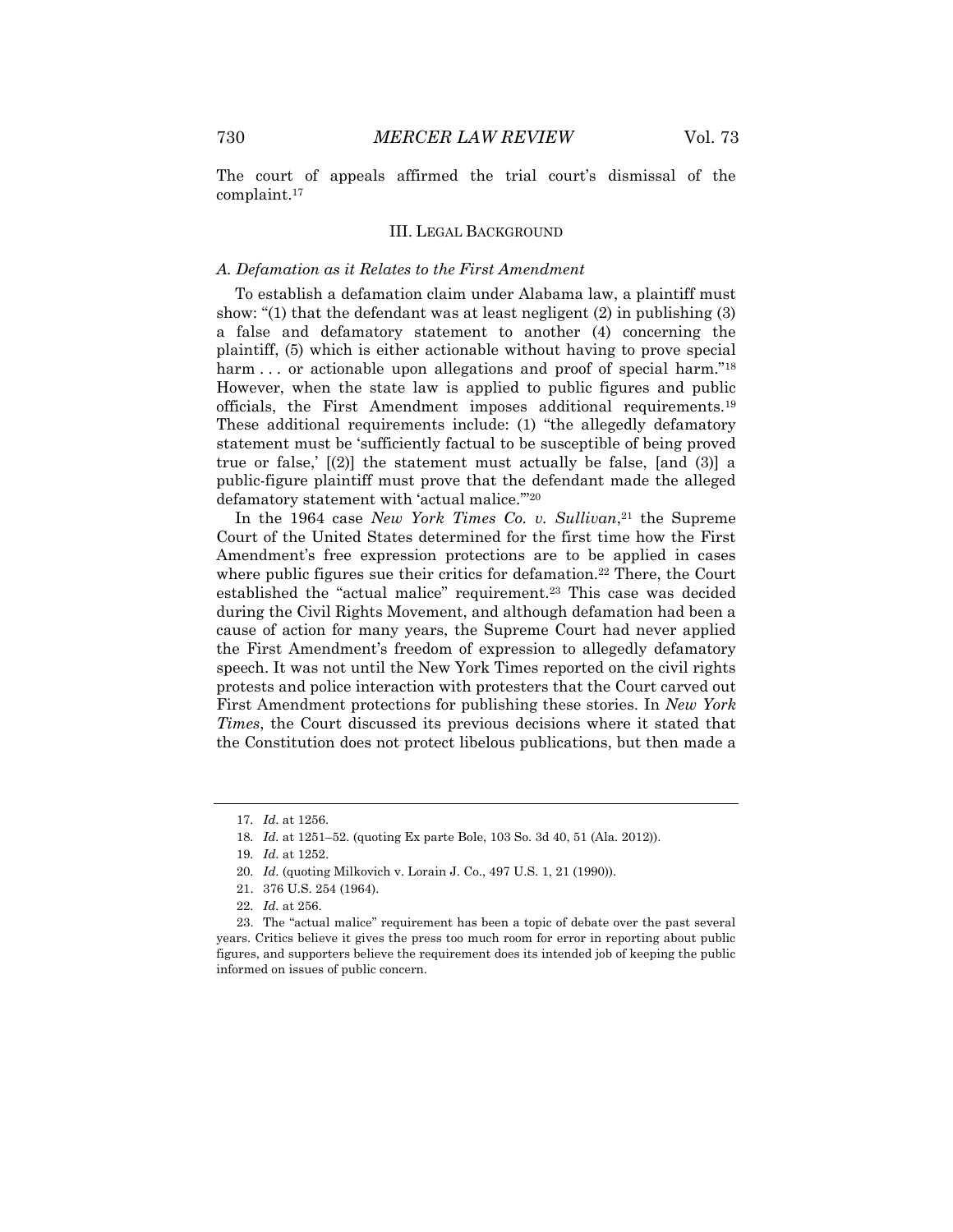The court of appeals affirmed the trial court's dismissal of the complaint.[17]

## III. Legal Background

### *A. Defamation as it Relates to the First Amendment*

To establish a defamation claim under Alabama law, a plaintiff must show: "(1) that the defendant was at least negligent (2) in publishing (3) a false and defamatory statement to another (4) concerning the plaintiff, (5) which is either actionable without having to prove special harm . . . or actionable upon allegations and proof of special harm."[18] However, when the state law is applied to public figures and public officials, the First Amendment imposes additional requirements.[19] These additional requirements include: (1) "the allegedly defamatory statement must be 'sufficiently factual to be susceptible of being proved true or false,' [(2)] the statement must actually be false, [and (3)] a public-figure plaintiff must prove that the defendant made the alleged defamatory statement with 'actual malice.'"[20]

In the 1964 case *New York Times Co. v. Sullivan*,[21] the Supreme Court of the United States determined for the first time how the First Amendment's free expression protections are to be applied in cases where public figures sue their critics for defamation.[22] There, the Court established the "actual malice" requirement.[23] This case was decided during the Civil Rights Movement, and although defamation had been a cause of action for many years, the Supreme Court had never applied the First Amendment's freedom of expression to allegedly defamatory speech. It was not until the New York Times reported on the civil rights protests and police interaction with protesters that the Court carved out First Amendment protections for publishing these stories. In *New York Times*, the Court discussed its previous decisions where it stated that the Constitution does not protect libelous publications, but then made a

---

17. *Id.* at 1256.

18. *Id.* at 1251–52. (quoting Ex parte Bole, 103 So. 3d 40, 51 (Ala. 2012)).

19. *Id.* at 1252.

20. *Id.* (quoting Milkovich v. Lorain J. Co., 497 U.S. 1, 21 (1990)).

21. 376 U.S. 254 (1964).

22. *Id.* at 256.

23. The "actual malice" requirement has been a topic of debate over the past several years. Critics believe it gives the press too much room for error in reporting about public figures, and supporters believe the requirement does its intended job of keeping the public informed on issues of public concern.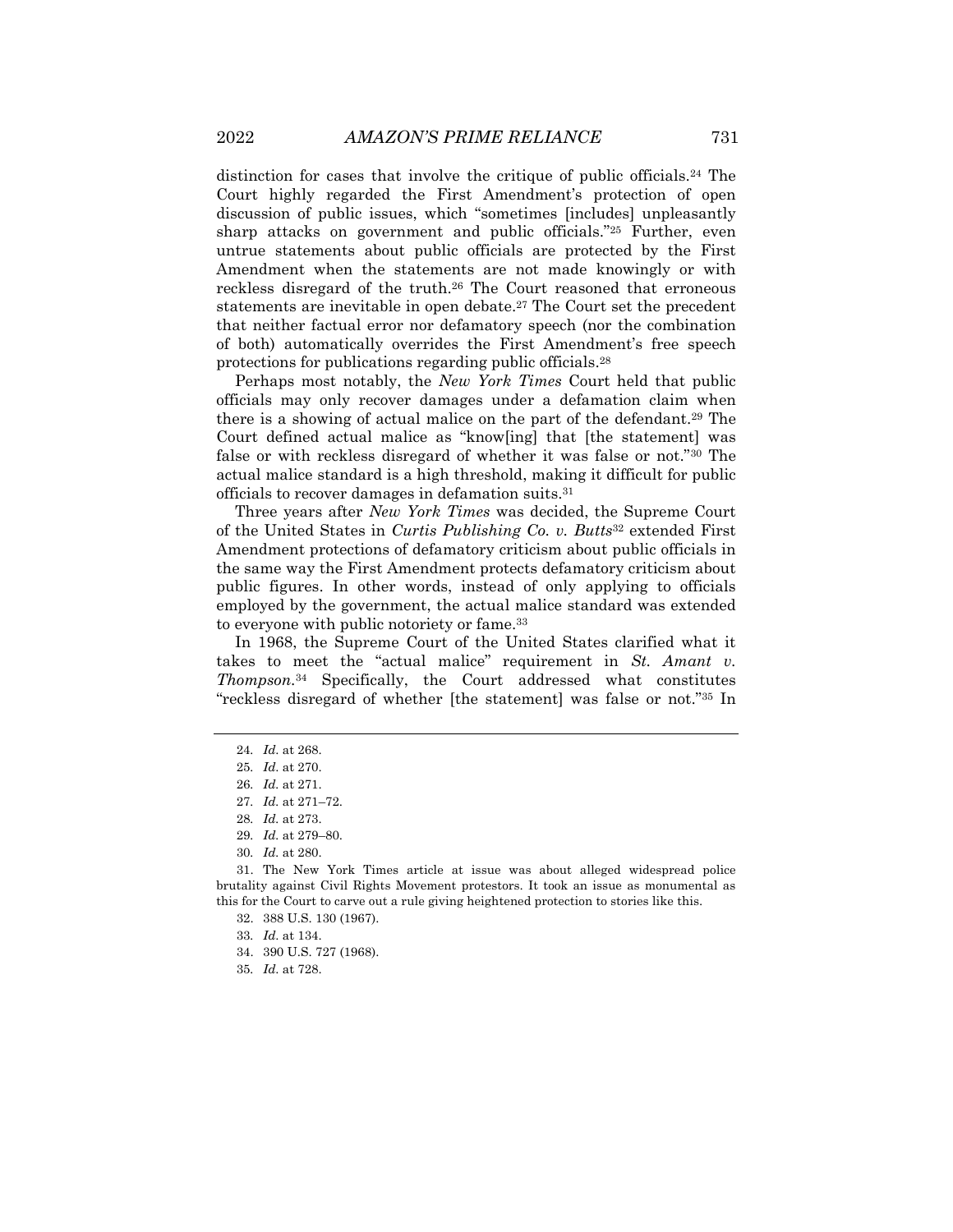distinction for cases that involve the critique of public officials.[24] The Court highly regarded the First Amendment's protection of open discussion of public issues, which "sometimes [includes] unpleasantly sharp attacks on government and public officials."[25] Further, even untrue statements about public officials are protected by the First Amendment when the statements are not made knowingly or with reckless disregard of the truth.[26] The Court reasoned that erroneous statements are inevitable in open debate.[27] The Court set the precedent that neither factual error nor defamatory speech (nor the combination of both) automatically overrides the First Amendment's free speech protections for publications regarding public officials.[28]

Perhaps most notably, the *New York Times* Court held that public officials may only recover damages under a defamation claim when there is a showing of actual malice on the part of the defendant.[29] The Court defined actual malice as "know[ing] that [the statement] was false or with reckless disregard of whether it was false or not."[30] The actual malice standard is a high threshold, making it difficult for public officials to recover damages in defamation suits.[31]

Three years after *New York Times* was decided, the Supreme Court of the United States in *Curtis Publishing Co. v. Butts*[32] extended First Amendment protections of defamatory criticism about public officials in the same way the First Amendment protects defamatory criticism about public figures. In other words, instead of only applying to officials employed by the government, the actual malice standard was extended to everyone with public notoriety or fame.[33]

In 1968, the Supreme Court of the United States clarified what it takes to meet the "actual malice" requirement in *St. Amant v. Thompson*.[34] Specifically, the Court addressed what constitutes "reckless disregard of whether [the statement] was false or not."[35] In

---

24. *Id.* at 268.
25. *Id.* at 270.
26. *Id.* at 271.
27. *Id.* at 271–72.
28. *Id.* at 273.
29. *Id.* at 279–80.
30. *Id.* at 280.
31. The New York Times article at issue was about alleged widespread police brutality against Civil Rights Movement protestors. It took an issue as monumental as this for the Court to carve out a rule giving heightened protection to stories like this.
32. 388 U.S. 130 (1967).
33. *Id.* at 134.
34. 390 U.S. 727 (1968).
35. *Id.* at 728.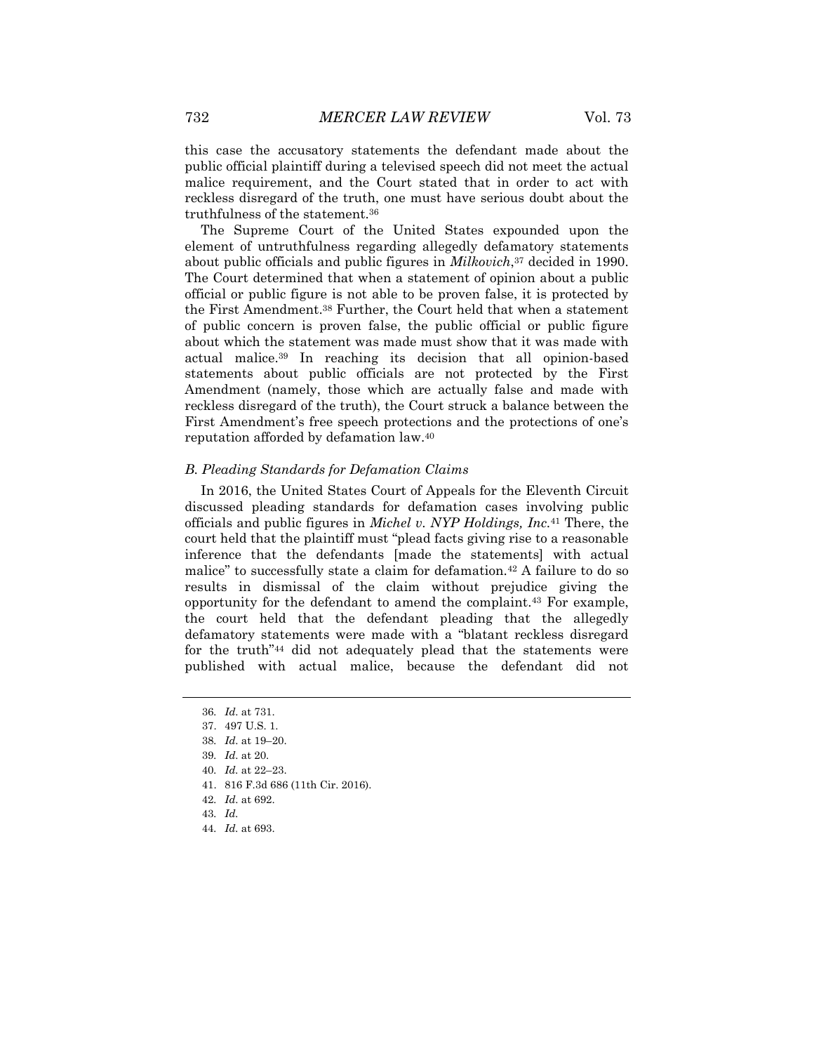this case the accusatory statements the defendant made about the public official plaintiff during a televised speech did not meet the actual malice requirement, and the Court stated that in order to act with reckless disregard of the truth, one must have serious doubt about the truthfulness of the statement.[36]

The Supreme Court of the United States expounded upon the element of untruthfulness regarding allegedly defamatory statements about public officials and public figures in *Milkovich*,[37] decided in 1990. The Court determined that when a statement of opinion about a public official or public figure is not able to be proven false, it is protected by the First Amendment.[38] Further, the Court held that when a statement of public concern is proven false, the public official or public figure about which the statement was made must show that it was made with actual malice.[39] In reaching its decision that all opinion-based statements about public officials are not protected by the First Amendment (namely, those which are actually false and made with reckless disregard of the truth), the Court struck a balance between the First Amendment's free speech protections and the protections of one's reputation afforded by defamation law.[40]

### *B. Pleading Standards for Defamation Claims*

In 2016, the United States Court of Appeals for the Eleventh Circuit discussed pleading standards for defamation cases involving public officials and public figures in *Michel v. NYP Holdings, Inc.*[41] There, the court held that the plaintiff must "plead facts giving rise to a reasonable inference that the defendants [made the statements] with actual malice" to successfully state a claim for defamation.[42] A failure to do so results in dismissal of the claim without prejudice giving the opportunity for the defendant to amend the complaint.[43] For example, the court held that the defendant pleading that the allegedly defamatory statements were made with a "blatant reckless disregard for the truth"[44] did not adequately plead that the statements were published with actual malice, because the defendant did not

---

36. *Id.* at 731.
37. 497 U.S. 1.
38. *Id.* at 19–20.
39. *Id.* at 20.
40. *Id.* at 22–23.
41. 816 F.3d 686 (11th Cir. 2016).
42. *Id.* at 692.
43. *Id.*
44. *Id.* at 693.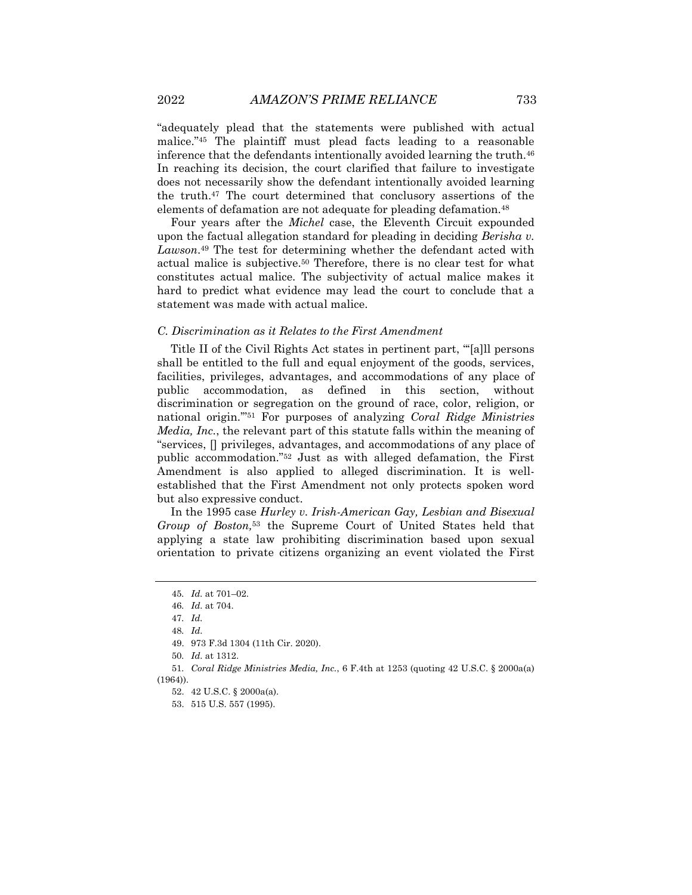"adequately plead that the statements were published with actual malice."[45] The plaintiff must plead facts leading to a reasonable inference that the defendants intentionally avoided learning the truth.[46] In reaching its decision, the court clarified that failure to investigate does not necessarily show the defendant intentionally avoided learning the truth.[47] The court determined that conclusory assertions of the elements of defamation are not adequate for pleading defamation.[48]

Four years after the *Michel* case, the Eleventh Circuit expounded upon the factual allegation standard for pleading in deciding *Berisha v. Lawson*.[49] The test for determining whether the defendant acted with actual malice is subjective.[50] Therefore, there is no clear test for what constitutes actual malice. The subjectivity of actual malice makes it hard to predict what evidence may lead the court to conclude that a statement was made with actual malice.

### *C. Discrimination as it Relates to the First Amendment*

Title II of the Civil Rights Act states in pertinent part, "'[a]ll persons shall be entitled to the full and equal enjoyment of the goods, services, facilities, privileges, advantages, and accommodations of any place of public accommodation, as defined in this section, without discrimination or segregation on the ground of race, color, religion, or national origin.'"[51] For purposes of analyzing *Coral Ridge Ministries Media, Inc.*, the relevant part of this statute falls within the meaning of "services, [] privileges, advantages, and accommodations of any place of public accommodation."[52] Just as with alleged defamation, the First Amendment is also applied to alleged discrimination. It is well-established that the First Amendment not only protects spoken word but also expressive conduct.

In the 1995 case *Hurley v. Irish-American Gay, Lesbian and Bisexual Group of Boston,*[53] the Supreme Court of United States held that applying a state law prohibiting discrimination based upon sexual orientation to private citizens organizing an event violated the First

---

45. *Id.* at 701–02.
46. *Id.* at 704.
47. *Id.*
48. *Id.*
49. 973 F.3d 1304 (11th Cir. 2020).
50. *Id.* at 1312.
51. *Coral Ridge Ministries Media, Inc.*, 6 F.4th at 1253 (quoting 42 U.S.C. § 2000a(a) (1964)).
52. 42 U.S.C. § 2000a(a).
53. 515 U.S. 557 (1995).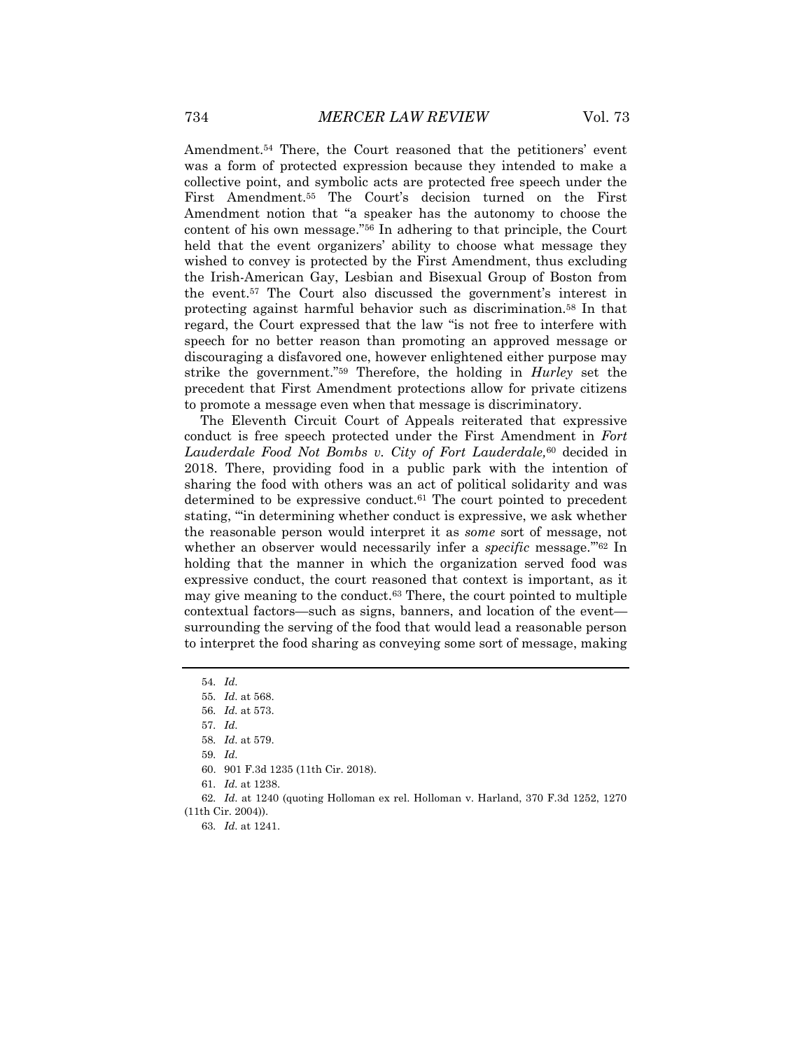Amendment.[54] There, the Court reasoned that the petitioners' event was a form of protected expression because they intended to make a collective point, and symbolic acts are protected free speech under the First Amendment.[55] The Court's decision turned on the First Amendment notion that "a speaker has the autonomy to choose the content of his own message."[56] In adhering to that principle, the Court held that the event organizers' ability to choose what message they wished to convey is protected by the First Amendment, thus excluding the Irish-American Gay, Lesbian and Bisexual Group of Boston from the event.[57] The Court also discussed the government's interest in protecting against harmful behavior such as discrimination.[58] In that regard, the Court expressed that the law "is not free to interfere with speech for no better reason than promoting an approved message or discouraging a disfavored one, however enlightened either purpose may strike the government."[59] Therefore, the holding in *Hurley* set the precedent that First Amendment protections allow for private citizens to promote a message even when that message is discriminatory.

The Eleventh Circuit Court of Appeals reiterated that expressive conduct is free speech protected under the First Amendment in *Fort Lauderdale Food Not Bombs v. City of Fort Lauderdale,*[60] decided in 2018. There, providing food in a public park with the intention of sharing the food with others was an act of political solidarity and was determined to be expressive conduct.[61] The court pointed to precedent stating, "'in determining whether conduct is expressive, we ask whether the reasonable person would interpret it as *some* sort of message, not whether an observer would necessarily infer a *specific* message.'"[62] In holding that the manner in which the organization served food was expressive conduct, the court reasoned that context is important, as it may give meaning to the conduct.[63] There, the court pointed to multiple contextual factors—such as signs, banners, and location of the event—surrounding the serving of the food that would lead a reasonable person to interpret the food sharing as conveying some sort of message, making

---

54. *Id.*

55. *Id.* at 568.

56. *Id.* at 573.

57. *Id.*

58. *Id.* at 579.

59. *Id.*

60. 901 F.3d 1235 (11th Cir. 2018).

61. *Id.* at 1238.

62. *Id.* at 1240 (quoting Holloman ex rel. Holloman v. Harland, 370 F.3d 1252, 1270 (11th Cir. 2004)).

63. *Id.* at 1241.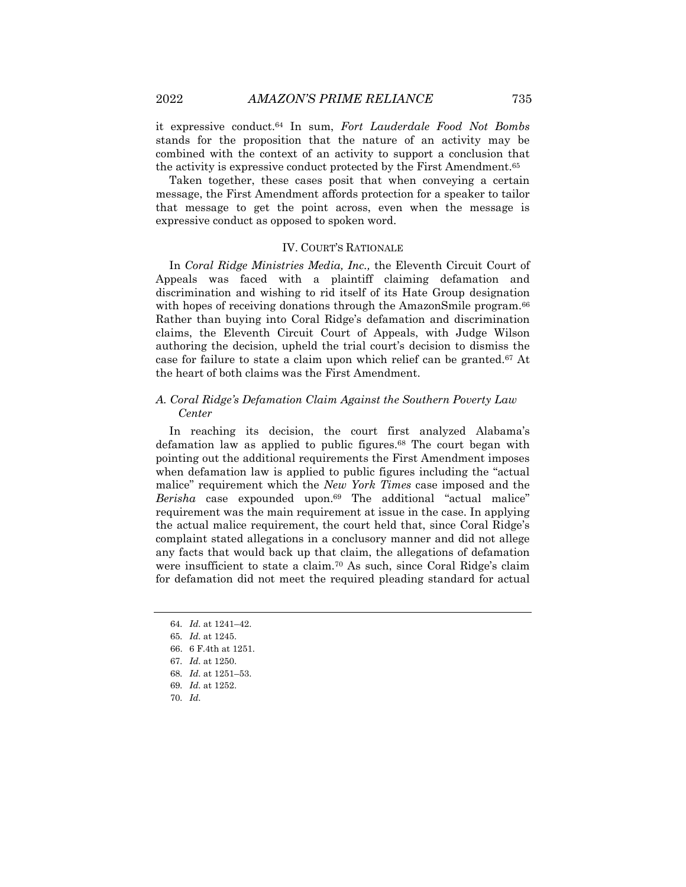it expressive conduct.[64] In sum, *Fort Lauderdale Food Not Bombs* stands for the proposition that the nature of an activity may be combined with the context of an activity to support a conclusion that the activity is expressive conduct protected by the First Amendment.[65]

Taken together, these cases posit that when conveying a certain message, the First Amendment affords protection for a speaker to tailor that message to get the point across, even when the message is expressive conduct as opposed to spoken word.

## IV. COURT'S RATIONALE

In *Coral Ridge Ministries Media, Inc.,* the Eleventh Circuit Court of Appeals was faced with a plaintiff claiming defamation and discrimination and wishing to rid itself of its Hate Group designation with hopes of receiving donations through the AmazonSmile program.[66] Rather than buying into Coral Ridge's defamation and discrimination claims, the Eleventh Circuit Court of Appeals, with Judge Wilson authoring the decision, upheld the trial court's decision to dismiss the case for failure to state a claim upon which relief can be granted.[67] At the heart of both claims was the First Amendment.

### *A. Coral Ridge's Defamation Claim Against the Southern Poverty Law Center*

In reaching its decision, the court first analyzed Alabama's defamation law as applied to public figures.[68] The court began with pointing out the additional requirements the First Amendment imposes when defamation law is applied to public figures including the "actual malice" requirement which the *New York Times* case imposed and the *Berisha* case expounded upon.[69] The additional "actual malice" requirement was the main requirement at issue in the case. In applying the actual malice requirement, the court held that, since Coral Ridge's complaint stated allegations in a conclusory manner and did not allege any facts that would back up that claim, the allegations of defamation were insufficient to state a claim.[70] As such, since Coral Ridge's claim for defamation did not meet the required pleading standard for actual

---

64. *Id.* at 1241–42.
65. *Id.* at 1245.
66. 6 F.4th at 1251.
67. *Id.* at 1250.
68. *Id.* at 1251–53.
69. *Id.* at 1252.
70. *Id.*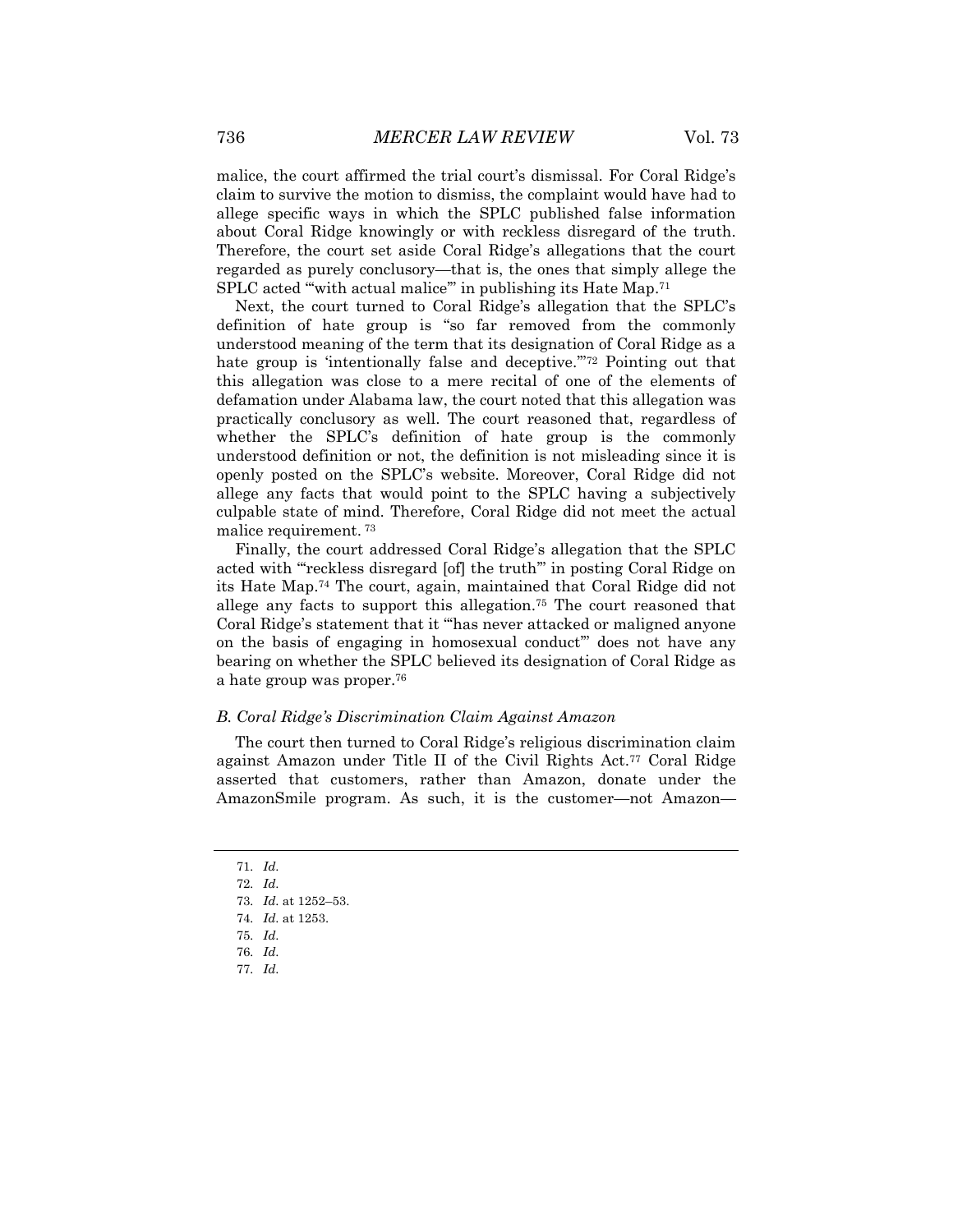malice, the court affirmed the trial court's dismissal. For Coral Ridge's claim to survive the motion to dismiss, the complaint would have had to allege specific ways in which the SPLC published false information about Coral Ridge knowingly or with reckless disregard of the truth. Therefore, the court set aside Coral Ridge's allegations that the court regarded as purely conclusory—that is, the ones that simply allege the SPLC acted "'with actual malice'" in publishing its Hate Map.[71]

Next, the court turned to Coral Ridge's allegation that the SPLC's definition of hate group is "so far removed from the commonly understood meaning of the term that its designation of Coral Ridge as a hate group is 'intentionally false and deceptive.'"[72] Pointing out that this allegation was close to a mere recital of one of the elements of defamation under Alabama law, the court noted that this allegation was practically conclusory as well. The court reasoned that, regardless of whether the SPLC's definition of hate group is the commonly understood definition or not, the definition is not misleading since it is openly posted on the SPLC's website. Moreover, Coral Ridge did not allege any facts that would point to the SPLC having a subjectively culpable state of mind. Therefore, Coral Ridge did not meet the actual malice requirement.[73]

Finally, the court addressed Coral Ridge's allegation that the SPLC acted with "'reckless disregard [of] the truth'" in posting Coral Ridge on its Hate Map.[74] The court, again, maintained that Coral Ridge did not allege any facts to support this allegation.[75] The court reasoned that Coral Ridge's statement that it "'has never attacked or maligned anyone on the basis of engaging in homosexual conduct'" does not have any bearing on whether the SPLC believed its designation of Coral Ridge as a hate group was proper.[76]

### *B. Coral Ridge's Discrimination Claim Against Amazon*

The court then turned to Coral Ridge's religious discrimination claim against Amazon under Title II of the Civil Rights Act.[77] Coral Ridge asserted that customers, rather than Amazon, donate under the AmazonSmile program. As such, it is the customer—not Amazon—

---

71. *Id.*
72. *Id.*
73. *Id.* at 1252–53.
74. *Id.* at 1253.
75. *Id.*
76. *Id.*
77. *Id.*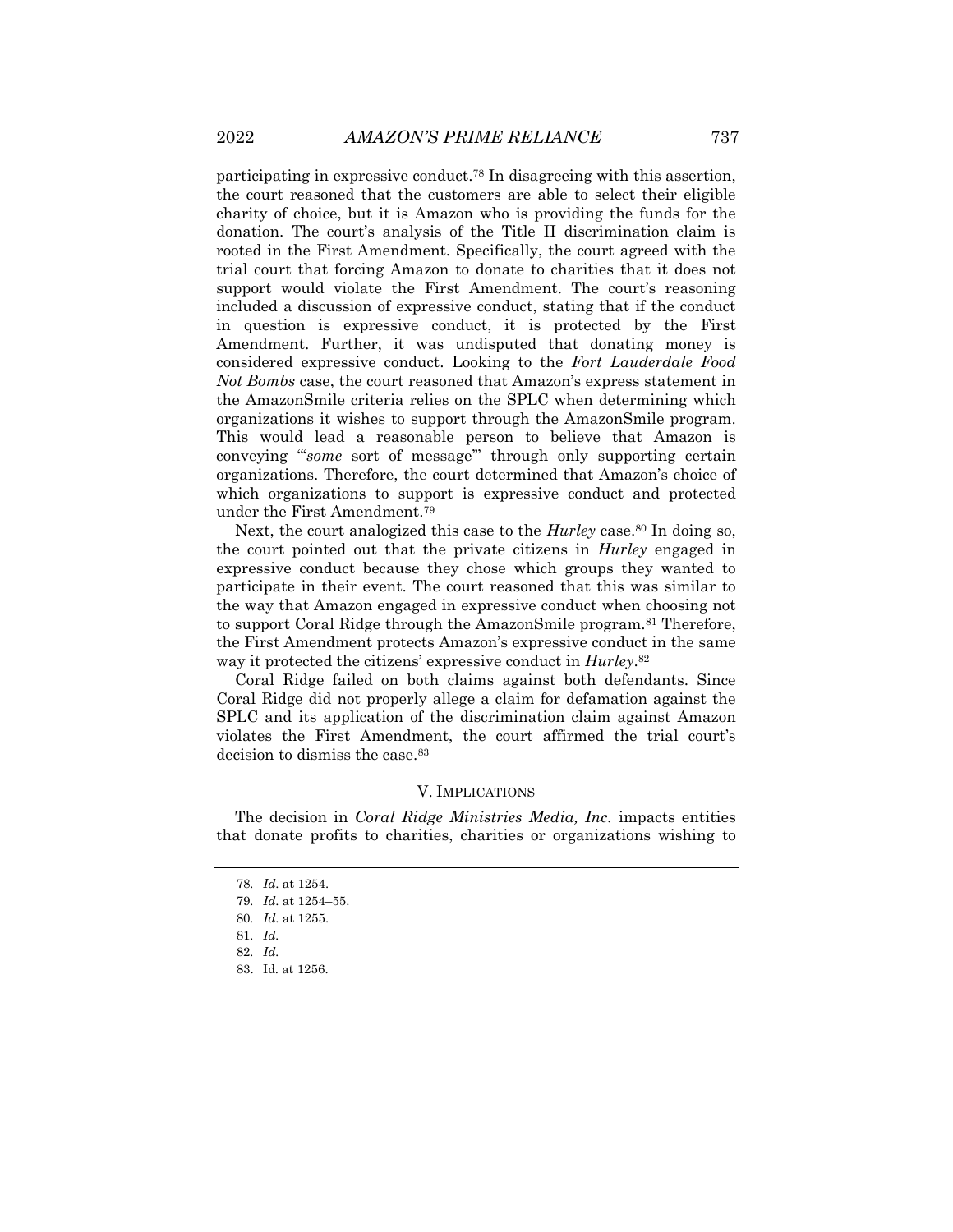participating in expressive conduct.[78] In disagreeing with this assertion, the court reasoned that the customers are able to select their eligible charity of choice, but it is Amazon who is providing the funds for the donation. The court's analysis of the Title II discrimination claim is rooted in the First Amendment. Specifically, the court agreed with the trial court that forcing Amazon to donate to charities that it does not support would violate the First Amendment. The court's reasoning included a discussion of expressive conduct, stating that if the conduct in question is expressive conduct, it is protected by the First Amendment. Further, it was undisputed that donating money is considered expressive conduct. Looking to the *Fort Lauderdale Food Not Bombs* case, the court reasoned that Amazon's express statement in the AmazonSmile criteria relies on the SPLC when determining which organizations it wishes to support through the AmazonSmile program. This would lead a reasonable person to believe that Amazon is conveying "'*some* sort of message'" through only supporting certain organizations. Therefore, the court determined that Amazon's choice of which organizations to support is expressive conduct and protected under the First Amendment.[79]

Next, the court analogized this case to the *Hurley* case.[80] In doing so, the court pointed out that the private citizens in *Hurley* engaged in expressive conduct because they chose which groups they wanted to participate in their event. The court reasoned that this was similar to the way that Amazon engaged in expressive conduct when choosing not to support Coral Ridge through the AmazonSmile program.[81] Therefore, the First Amendment protects Amazon's expressive conduct in the same way it protected the citizens' expressive conduct in *Hurley*.[82]

Coral Ridge failed on both claims against both defendants. Since Coral Ridge did not properly allege a claim for defamation against the SPLC and its application of the discrimination claim against Amazon violates the First Amendment, the court affirmed the trial court's decision to dismiss the case.[83]

## V. IMPLICATIONS

The decision in *Coral Ridge Ministries Media, Inc.* impacts entities that donate profits to charities, charities or organizations wishing to

---

78. *Id.* at 1254.

79. *Id.* at 1254–55.

80. *Id.* at 1255.

81. *Id.*

82. *Id.*

83. Id. at 1256.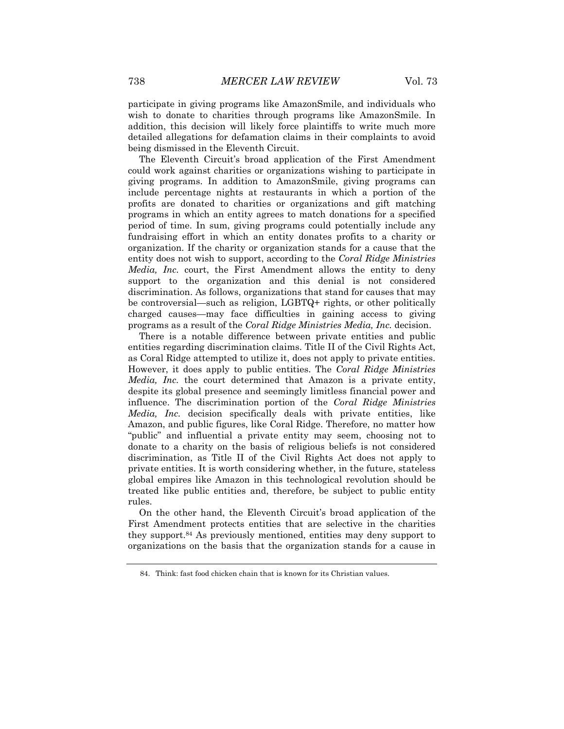participate in giving programs like AmazonSmile, and individuals who wish to donate to charities through programs like AmazonSmile. In addition, this decision will likely force plaintiffs to write much more detailed allegations for defamation claims in their complaints to avoid being dismissed in the Eleventh Circuit.

The Eleventh Circuit's broad application of the First Amendment could work against charities or organizations wishing to participate in giving programs. In addition to AmazonSmile, giving programs can include percentage nights at restaurants in which a portion of the profits are donated to charities or organizations and gift matching programs in which an entity agrees to match donations for a specified period of time. In sum, giving programs could potentially include any fundraising effort in which an entity donates profits to a charity or organization. If the charity or organization stands for a cause that the entity does not wish to support, according to the *Coral Ridge Ministries Media, Inc.* court, the First Amendment allows the entity to deny support to the organization and this denial is not considered discrimination. As follows, organizations that stand for causes that may be controversial—such as religion, LGBTQ+ rights, or other politically charged causes—may face difficulties in gaining access to giving programs as a result of the *Coral Ridge Ministries Media, Inc.* decision.

There is a notable difference between private entities and public entities regarding discrimination claims. Title II of the Civil Rights Act, as Coral Ridge attempted to utilize it, does not apply to private entities. However, it does apply to public entities. The *Coral Ridge Ministries Media, Inc.* the court determined that Amazon is a private entity, despite its global presence and seemingly limitless financial power and influence. The discrimination portion of the *Coral Ridge Ministries Media, Inc.* decision specifically deals with private entities, like Amazon, and public figures, like Coral Ridge. Therefore, no matter how "public" and influential a private entity may seem, choosing not to donate to a charity on the basis of religious beliefs is not considered discrimination, as Title II of the Civil Rights Act does not apply to private entities. It is worth considering whether, in the future, stateless global empires like Amazon in this technological revolution should be treated like public entities and, therefore, be subject to public entity rules.

On the other hand, the Eleventh Circuit's broad application of the First Amendment protects entities that are selective in the charities they support.[84] As previously mentioned, entities may deny support to organizations on the basis that the organization stands for a cause in

84. Think: fast food chicken chain that is known for its Christian values.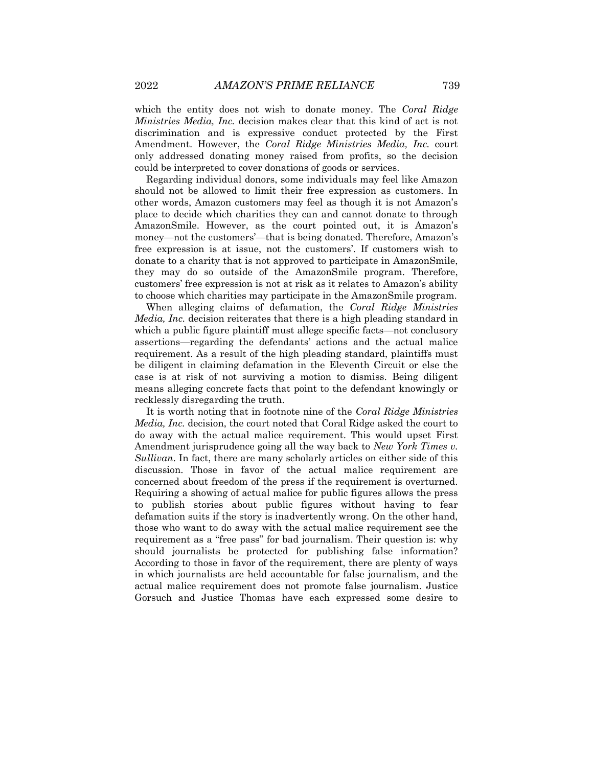which the entity does not wish to donate money. The *Coral Ridge Ministries Media, Inc.* decision makes clear that this kind of act is not discrimination and is expressive conduct protected by the First Amendment. However, the *Coral Ridge Ministries Media, Inc.* court only addressed donating money raised from profits, so the decision could be interpreted to cover donations of goods or services.

Regarding individual donors, some individuals may feel like Amazon should not be allowed to limit their free expression as customers. In other words, Amazon customers may feel as though it is not Amazon's place to decide which charities they can and cannot donate to through AmazonSmile. However, as the court pointed out, it is Amazon's money—not the customers'—that is being donated. Therefore, Amazon's free expression is at issue, not the customers'. If customers wish to donate to a charity that is not approved to participate in AmazonSmile, they may do so outside of the AmazonSmile program. Therefore, customers' free expression is not at risk as it relates to Amazon's ability to choose which charities may participate in the AmazonSmile program.

When alleging claims of defamation, the *Coral Ridge Ministries Media, Inc.* decision reiterates that there is a high pleading standard in which a public figure plaintiff must allege specific facts—not conclusory assertions—regarding the defendants' actions and the actual malice requirement. As a result of the high pleading standard, plaintiffs must be diligent in claiming defamation in the Eleventh Circuit or else the case is at risk of not surviving a motion to dismiss. Being diligent means alleging concrete facts that point to the defendant knowingly or recklessly disregarding the truth.

It is worth noting that in footnote nine of the *Coral Ridge Ministries Media, Inc.* decision, the court noted that Coral Ridge asked the court to do away with the actual malice requirement. This would upset First Amendment jurisprudence going all the way back to *New York Times v. Sullivan*. In fact, there are many scholarly articles on either side of this discussion. Those in favor of the actual malice requirement are concerned about freedom of the press if the requirement is overturned. Requiring a showing of actual malice for public figures allows the press to publish stories about public figures without having to fear defamation suits if the story is inadvertently wrong. On the other hand, those who want to do away with the actual malice requirement see the requirement as a "free pass" for bad journalism. Their question is: why should journalists be protected for publishing false information? According to those in favor of the requirement, there are plenty of ways in which journalists are held accountable for false journalism, and the actual malice requirement does not promote false journalism. Justice Gorsuch and Justice Thomas have each expressed some desire to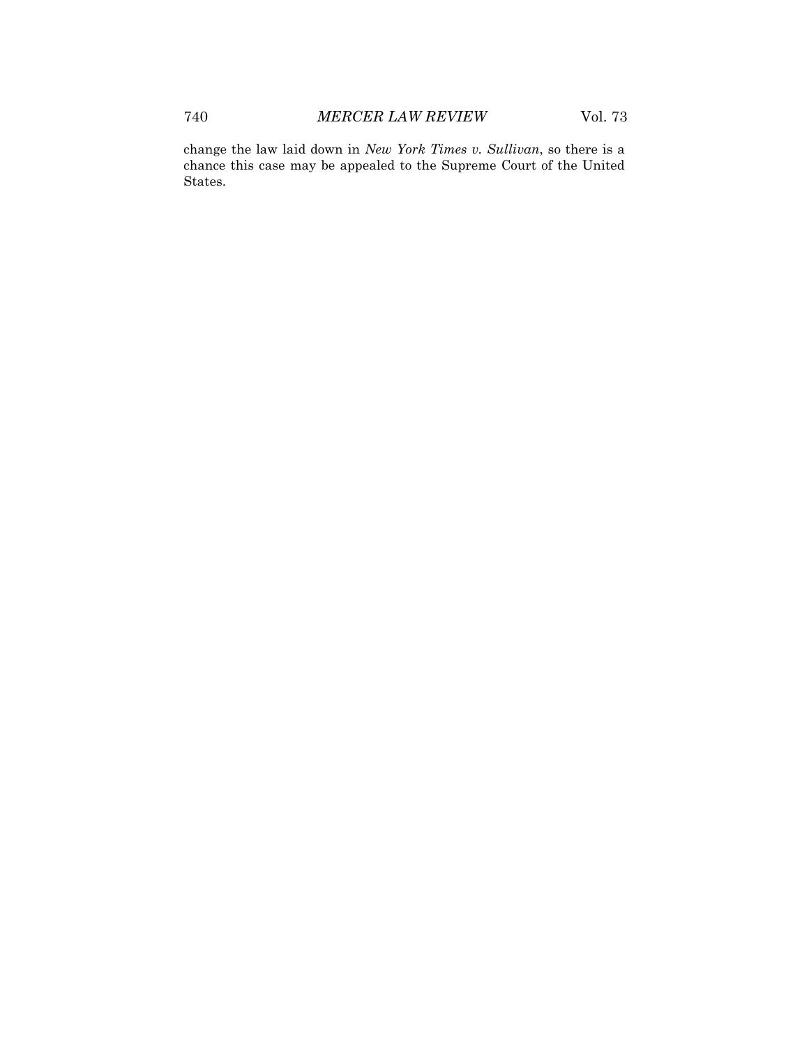change the law laid down in *New York Times v. Sullivan*, so there is a chance this case may be appealed to the Supreme Court of the United States.